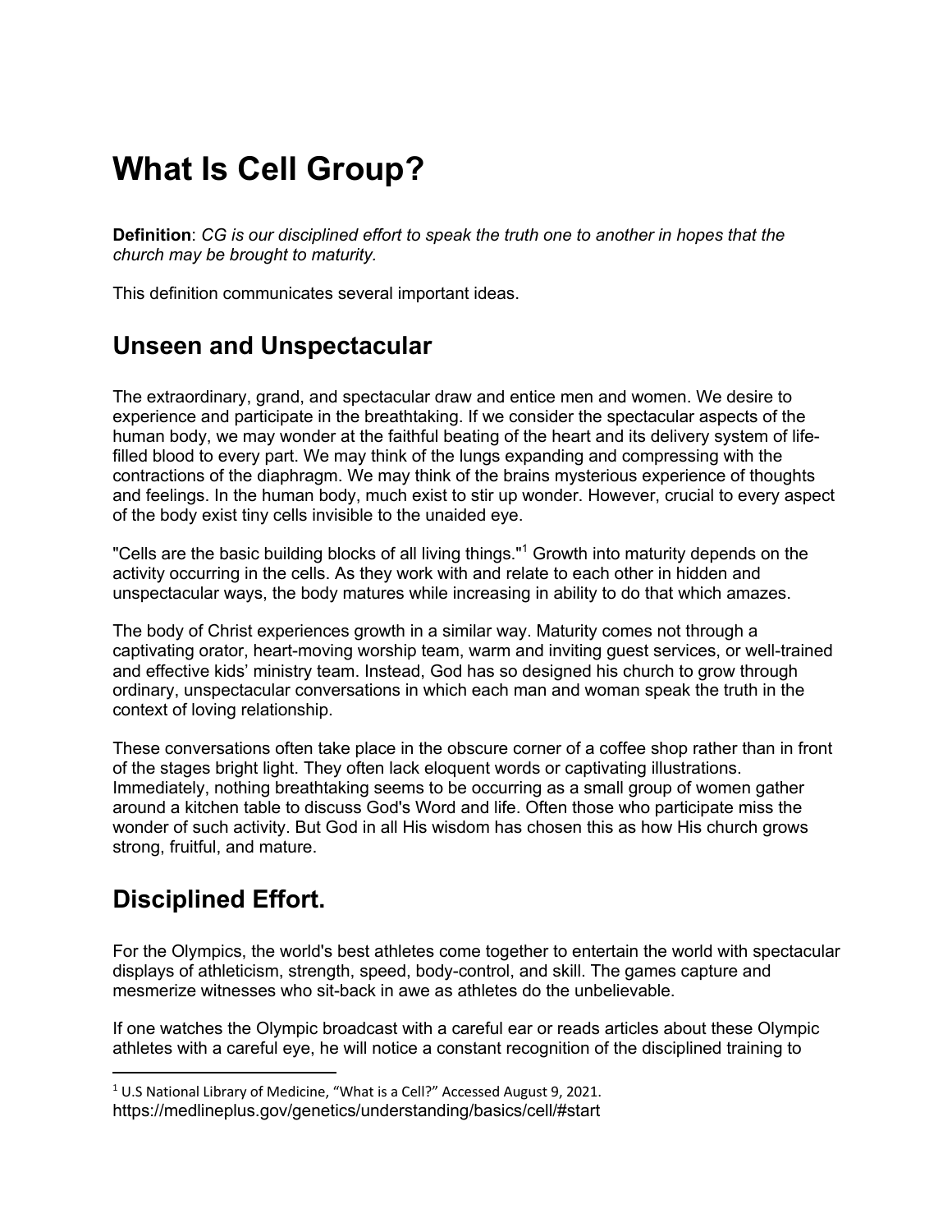# What Is Cell Group?

**Definition**: *CG is our disciplined effort to speak the truth one to another in hopes that the church may be brought to maturity.*

This definition communicates several important ideas.

## Unseen and Unspectacular

The extraordinary, grand, and spectacular draw and entice men and women. We desire to experience and participate in the breathtaking. If we consider the spectacular aspects of the human body, we may wonder at the faithful beating of the heart and its delivery system of life-filled blood to every part. We may think of the lungs expanding and compressing with the contractions of the diaphragm. We may think of the brains mysterious experience of thoughts and feelings. In the human body, much exist to stir up wonder. However, crucial to every aspect of the body exist tiny cells invisible to the unaided eye.

"Cells are the basic building blocks of all living things."[1] Growth into maturity depends on the activity occurring in the cells. As they work with and relate to each other in hidden and unspectacular ways, the body matures while increasing in ability to do that which amazes.

The body of Christ experiences growth in a similar way. Maturity comes not through a captivating orator, heart-moving worship team, warm and inviting guest services, or well-trained and effective kids' ministry team. Instead, God has so designed his church to grow through ordinary, unspectacular conversations in which each man and woman speak the truth in the context of loving relationship.

These conversations often take place in the obscure corner of a coffee shop rather than in front of the stages bright light. They often lack eloquent words or captivating illustrations. Immediately, nothing breathtaking seems to be occurring as a small group of women gather around a kitchen table to discuss God's Word and life. Often those who participate miss the wonder of such activity. But God in all His wisdom has chosen this as how His church grows strong, fruitful, and mature.

## Disciplined Effort.

For the Olympics, the world's best athletes come together to entertain the world with spectacular displays of athleticism, strength, speed, body-control, and skill. The games capture and mesmerize witnesses who sit-back in awe as athletes do the unbelievable.

If one watches the Olympic broadcast with a careful ear or reads articles about these Olympic athletes with a careful eye, he will notice a constant recognition of the disciplined training to

---

[1] U.S National Library of Medicine, "What is a Cell?" Accessed August 9, 2021. https://medlineplus.gov/genetics/understanding/basics/cell/#start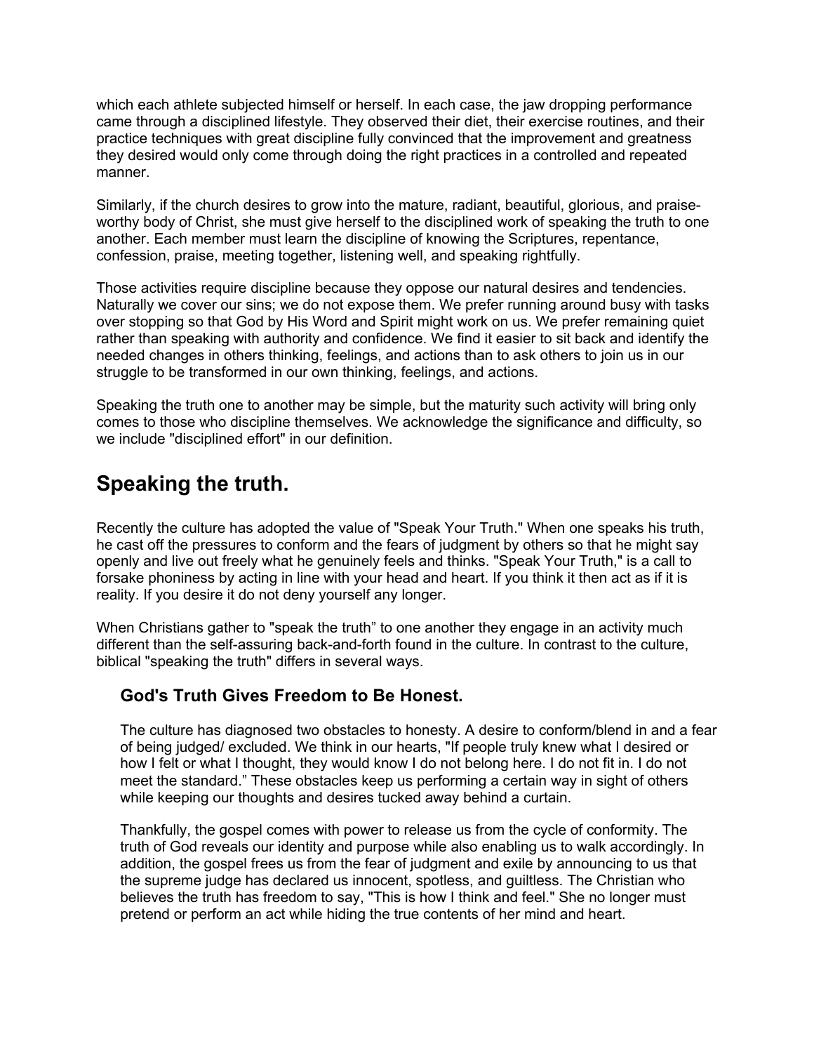which each athlete subjected himself or herself. In each case, the jaw dropping performance came through a disciplined lifestyle. They observed their diet, their exercise routines, and their practice techniques with great discipline fully convinced that the improvement and greatness they desired would only come through doing the right practices in a controlled and repeated manner.

Similarly, if the church desires to grow into the mature, radiant, beautiful, glorious, and praise-worthy body of Christ, she must give herself to the disciplined work of speaking the truth to one another. Each member must learn the discipline of knowing the Scriptures, repentance, confession, praise, meeting together, listening well, and speaking rightfully.

Those activities require discipline because they oppose our natural desires and tendencies. Naturally we cover our sins; we do not expose them. We prefer running around busy with tasks over stopping so that God by His Word and Spirit might work on us. We prefer remaining quiet rather than speaking with authority and confidence. We find it easier to sit back and identify the needed changes in others thinking, feelings, and actions than to ask others to join us in our struggle to be transformed in our own thinking, feelings, and actions.

Speaking the truth one to another may be simple, but the maturity such activity will bring only comes to those who discipline themselves. We acknowledge the significance and difficulty, so we include "disciplined effort" in our definition.

## Speaking the truth.

Recently the culture has adopted the value of "Speak Your Truth." When one speaks his truth, he cast off the pressures to conform and the fears of judgment by others so that he might say openly and live out freely what he genuinely feels and thinks. "Speak Your Truth," is a call to forsake phoniness by acting in line with your head and heart. If you think it then act as if it is reality. If you desire it do not deny yourself any longer.

When Christians gather to "speak the truth" to one another they engage in an activity much different than the self-assuring back-and-forth found in the culture. In contrast to the culture, biblical "speaking the truth" differs in several ways.

### God's Truth Gives Freedom to Be Honest.

The culture has diagnosed two obstacles to honesty. A desire to conform/blend in and a fear of being judged/ excluded. We think in our hearts, "If people truly knew what I desired or how I felt or what I thought, they would know I do not belong here. I do not fit in. I do not meet the standard." These obstacles keep us performing a certain way in sight of others while keeping our thoughts and desires tucked away behind a curtain.

Thankfully, the gospel comes with power to release us from the cycle of conformity. The truth of God reveals our identity and purpose while also enabling us to walk accordingly. In addition, the gospel frees us from the fear of judgment and exile by announcing to us that the supreme judge has declared us innocent, spotless, and guiltless. The Christian who believes the truth has freedom to say, "This is how I think and feel." She no longer must pretend or perform an act while hiding the true contents of her mind and heart.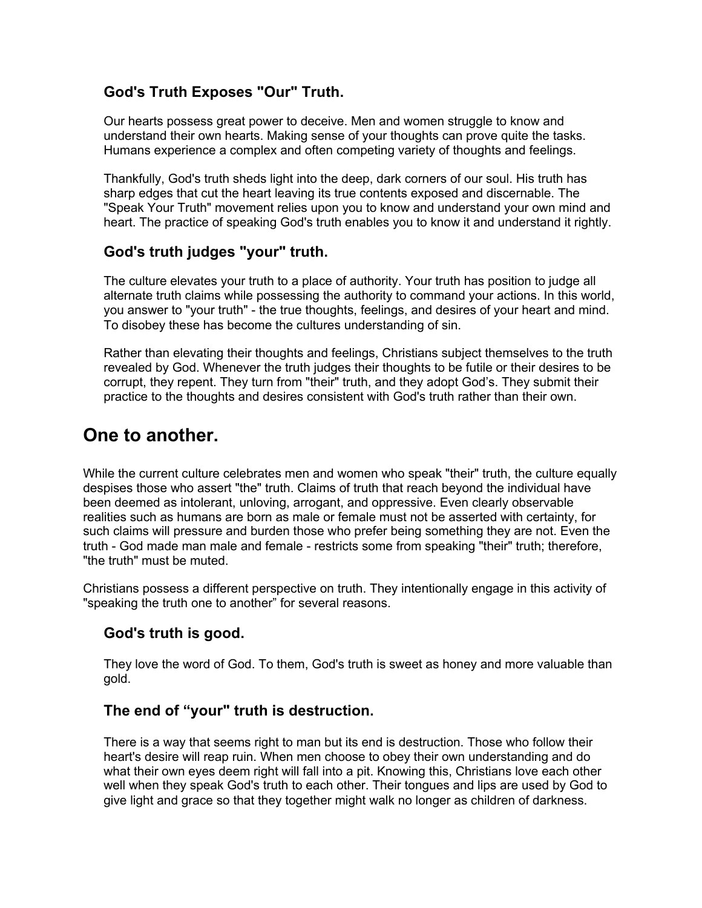### God's Truth Exposes "Our" Truth.

Our hearts possess great power to deceive. Men and women struggle to know and understand their own hearts. Making sense of your thoughts can prove quite the tasks. Humans experience a complex and often competing variety of thoughts and feelings.

Thankfully, God's truth sheds light into the deep, dark corners of our soul. His truth has sharp edges that cut the heart leaving its true contents exposed and discernable. The "Speak Your Truth" movement relies upon you to know and understand your own mind and heart. The practice of speaking God's truth enables you to know it and understand it rightly.

### God's truth judges "your" truth.

The culture elevates your truth to a place of authority. Your truth has position to judge all alternate truth claims while possessing the authority to command your actions. In this world, you answer to "your truth" - the true thoughts, feelings, and desires of your heart and mind. To disobey these has become the cultures understanding of sin.

Rather than elevating their thoughts and feelings, Christians subject themselves to the truth revealed by God. Whenever the truth judges their thoughts to be futile or their desires to be corrupt, they repent. They turn from "their" truth, and they adopt God's. They submit their practice to the thoughts and desires consistent with God's truth rather than their own.

## One to another.

While the current culture celebrates men and women who speak "their" truth, the culture equally despises those who assert "the" truth. Claims of truth that reach beyond the individual have been deemed as intolerant, unloving, arrogant, and oppressive. Even clearly observable realities such as humans are born as male or female must not be asserted with certainty, for such claims will pressure and burden those who prefer being something they are not. Even the truth - God made man male and female - restricts some from speaking "their" truth; therefore, "the truth" must be muted.

Christians possess a different perspective on truth. They intentionally engage in this activity of "speaking the truth one to another" for several reasons.

### God's truth is good.

They love the word of God. To them, God's truth is sweet as honey and more valuable than gold.

### The end of "your" truth is destruction.

There is a way that seems right to man but its end is destruction. Those who follow their heart's desire will reap ruin. When men choose to obey their own understanding and do what their own eyes deem right will fall into a pit. Knowing this, Christians love each other well when they speak God's truth to each other. Their tongues and lips are used by God to give light and grace so that they together might walk no longer as children of darkness.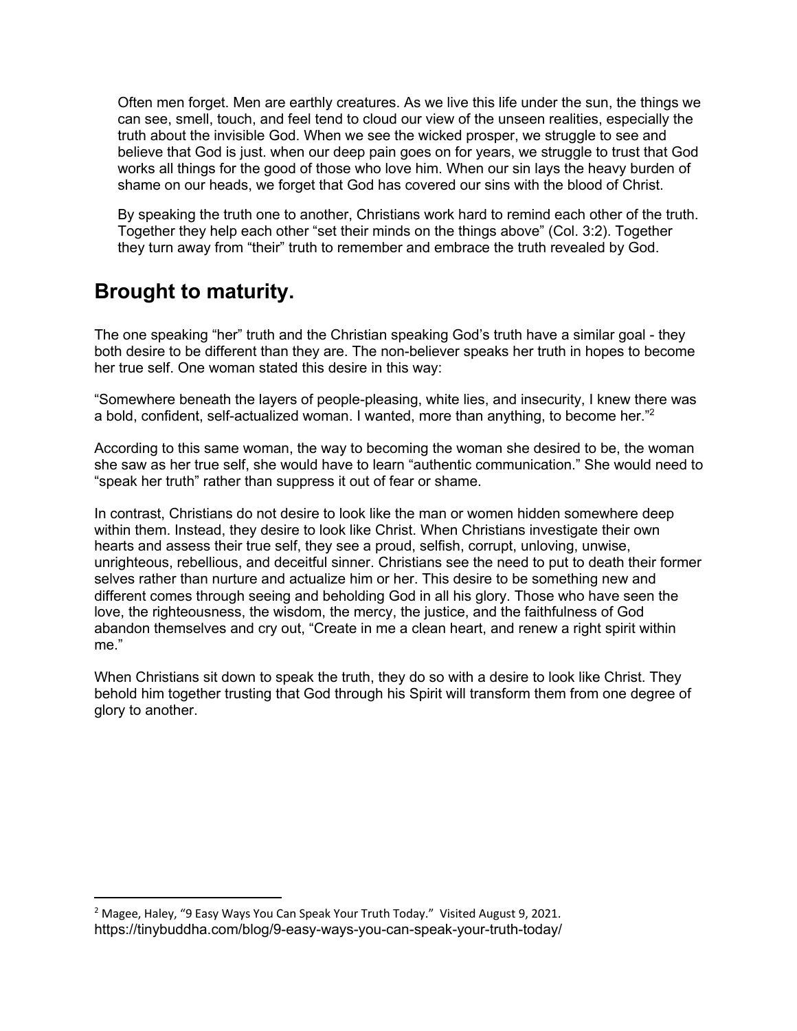Often men forget. Men are earthly creatures. As we live this life under the sun, the things we can see, smell, touch, and feel tend to cloud our view of the unseen realities, especially the truth about the invisible God. When we see the wicked prosper, we struggle to see and believe that God is just. when our deep pain goes on for years, we struggle to trust that God works all things for the good of those who love him. When our sin lays the heavy burden of shame on our heads, we forget that God has covered our sins with the blood of Christ.

By speaking the truth one to another, Christians work hard to remind each other of the truth. Together they help each other "set their minds on the things above" (Col. 3:2). Together they turn away from "their" truth to remember and embrace the truth revealed by God.

## Brought to maturity.

The one speaking "her" truth and the Christian speaking God's truth have a similar goal - they both desire to be different than they are. The non-believer speaks her truth in hopes to become her true self. One woman stated this desire in this way:

"Somewhere beneath the layers of people-pleasing, white lies, and insecurity, I knew there was a bold, confident, self-actualized woman. I wanted, more than anything, to become her."[2]

According to this same woman, the way to becoming the woman she desired to be, the woman she saw as her true self, she would have to learn "authentic communication." She would need to "speak her truth" rather than suppress it out of fear or shame.

In contrast, Christians do not desire to look like the man or women hidden somewhere deep within them. Instead, they desire to look like Christ. When Christians investigate their own hearts and assess their true self, they see a proud, selfish, corrupt, unloving, unwise, unrighteous, rebellious, and deceitful sinner. Christians see the need to put to death their former selves rather than nurture and actualize him or her. This desire to be something new and different comes through seeing and beholding God in all his glory. Those who have seen the love, the righteousness, the wisdom, the mercy, the justice, and the faithfulness of God abandon themselves and cry out, "Create in me a clean heart, and renew a right spirit within me."

When Christians sit down to speak the truth, they do so with a desire to look like Christ. They behold him together trusting that God through his Spirit will transform them from one degree of glory to another.

---

[2] Magee, Haley, "9 Easy Ways You Can Speak Your Truth Today." Visited August 9, 2021. https://tinybuddha.com/blog/9-easy-ways-you-can-speak-your-truth-today/